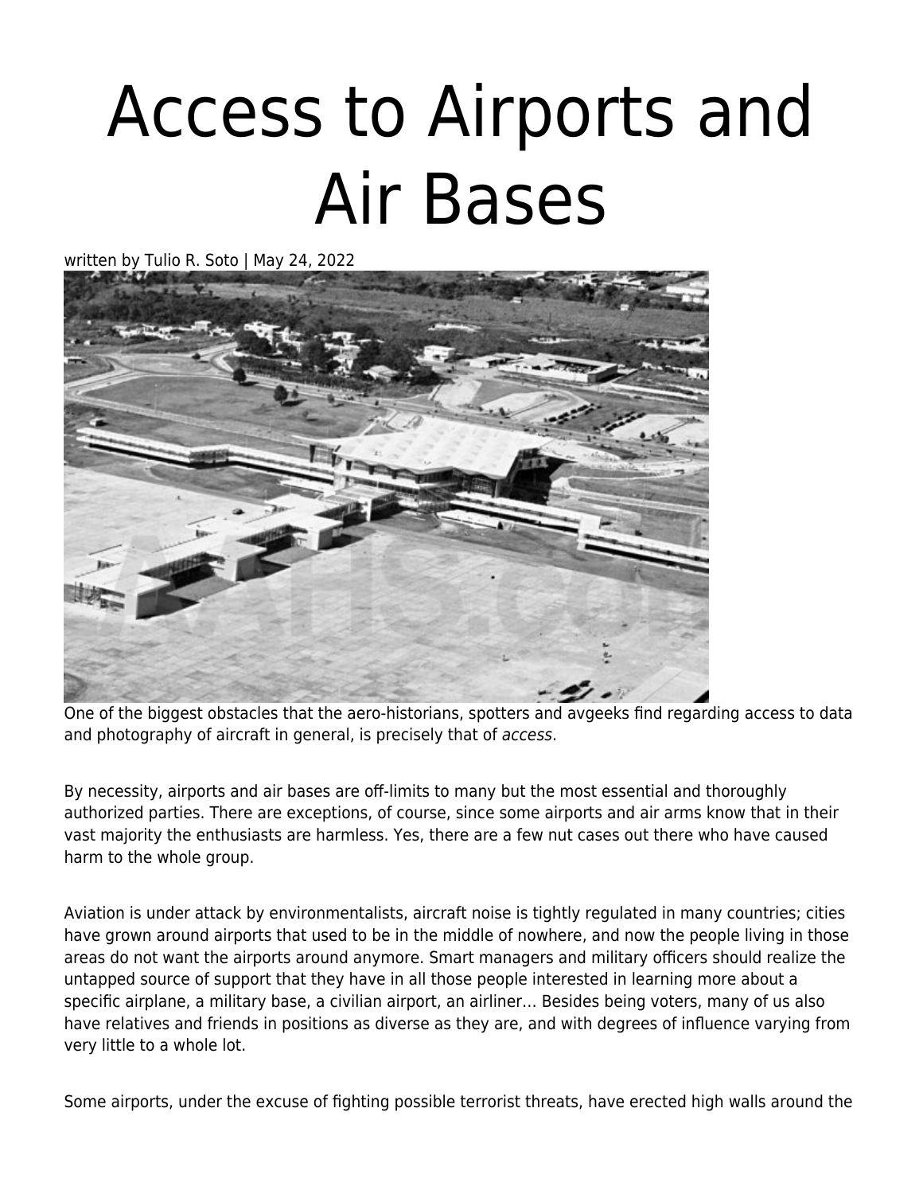# Access to Airports and Air Bases

written by Tulio R. Soto | May 24, 2022

One of the biggest obstacles that the aero-historians, spotters and avgeeks find regarding access to data and photography of aircraft in general, is precisely that of *access*.

By necessity, airports and air bases are off-limits to many but the most essential and thoroughly authorized parties. There are exceptions, of course, since some airports and air arms know that in their vast majority the enthusiasts are harmless. Yes, there are a few nut cases out there who have caused harm to the whole group.

Aviation is under attack by environmentalists, aircraft noise is tightly regulated in many countries; cities have grown around airports that used to be in the middle of nowhere, and now the people living in those areas do not want the airports around anymore. Smart managers and military officers should realize the untapped source of support that they have in all those people interested in learning more about a specific airplane, a military base, a civilian airport, an airliner… Besides being voters, many of us also have relatives and friends in positions as diverse as they are, and with degrees of influence varying from very little to a whole lot.

Some airports, under the excuse of fighting possible terrorist threats, have erected high walls around the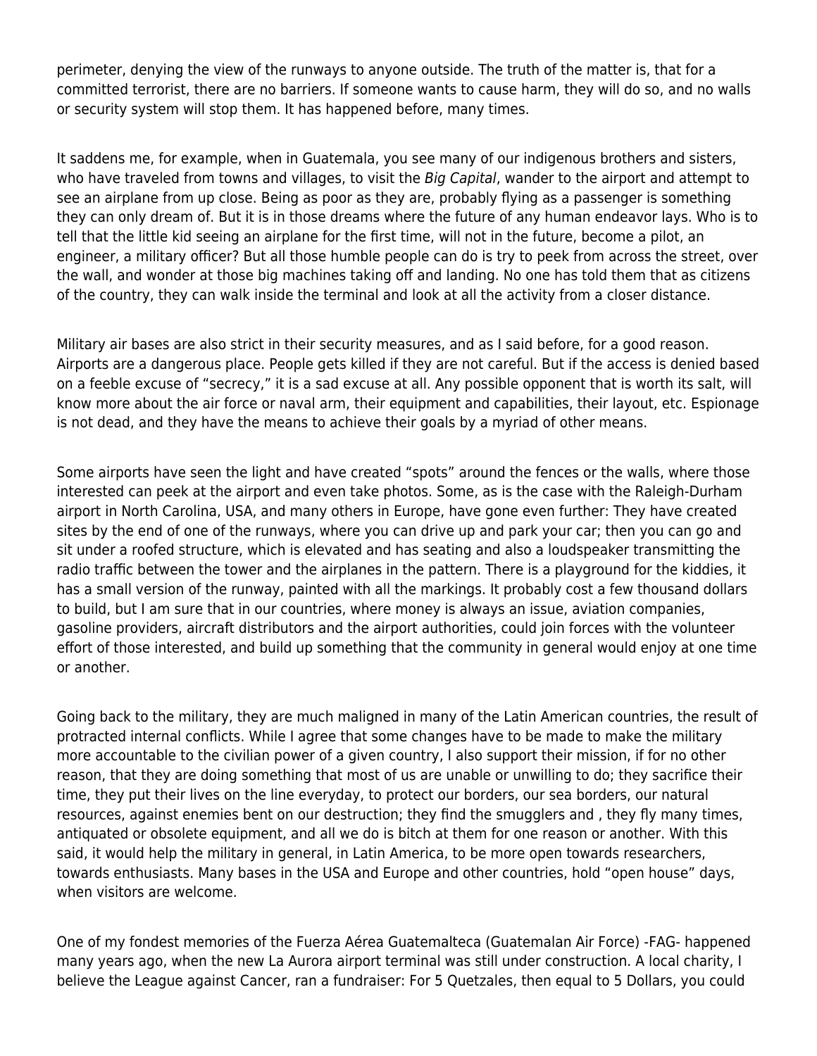perimeter, denying the view of the runways to anyone outside. The truth of the matter is, that for a committed terrorist, there are no barriers. If someone wants to cause harm, they will do so, and no walls or security system will stop them. It has happened before, many times.

It saddens me, for example, when in Guatemala, you see many of our indigenous brothers and sisters, who have traveled from towns and villages, to visit the *Big Capital*, wander to the airport and attempt to see an airplane from up close. Being as poor as they are, probably flying as a passenger is something they can only dream of. But it is in those dreams where the future of any human endeavor lays. Who is to tell that the little kid seeing an airplane for the first time, will not in the future, become a pilot, an engineer, a military officer? But all those humble people can do is try to peek from across the street, over the wall, and wonder at those big machines taking off and landing. No one has told them that as citizens of the country, they can walk inside the terminal and look at all the activity from a closer distance.

Military air bases are also strict in their security measures, and as I said before, for a good reason. Airports are a dangerous place. People gets killed if they are not careful. But if the access is denied based on a feeble excuse of "secrecy," it is a sad excuse at all. Any possible opponent that is worth its salt, will know more about the air force or naval arm, their equipment and capabilities, their layout, etc. Espionage is not dead, and they have the means to achieve their goals by a myriad of other means.

Some airports have seen the light and have created "spots" around the fences or the walls, where those interested can peek at the airport and even take photos. Some, as is the case with the Raleigh-Durham airport in North Carolina, USA, and many others in Europe, have gone even further: They have created sites by the end of one of the runways, where you can drive up and park your car; then you can go and sit under a roofed structure, which is elevated and has seating and also a loudspeaker transmitting the radio traffic between the tower and the airplanes in the pattern. There is a playground for the kiddies, it has a small version of the runway, painted with all the markings. It probably cost a few thousand dollars to build, but I am sure that in our countries, where money is always an issue, aviation companies, gasoline providers, aircraft distributors and the airport authorities, could join forces with the volunteer effort of those interested, and build up something that the community in general would enjoy at one time or another.

Going back to the military, they are much maligned in many of the Latin American countries, the result of protracted internal conflicts. While I agree that some changes have to be made to make the military more accountable to the civilian power of a given country, I also support their mission, if for no other reason, that they are doing something that most of us are unable or unwilling to do; they sacrifice their time, they put their lives on the line everyday, to protect our borders, our sea borders, our natural resources, against enemies bent on our destruction; they find the smugglers and , they fly many times, antiquated or obsolete equipment, and all we do is bitch at them for one reason or another. With this said, it would help the military in general, in Latin America, to be more open towards researchers, towards enthusiasts. Many bases in the USA and Europe and other countries, hold "open house" days, when visitors are welcome.

One of my fondest memories of the Fuerza Aérea Guatemalteca (Guatemalan Air Force) -FAG- happened many years ago, when the new La Aurora airport terminal was still under construction. A local charity, I believe the League against Cancer, ran a fundraiser: For 5 Quetzales, then equal to 5 Dollars, you could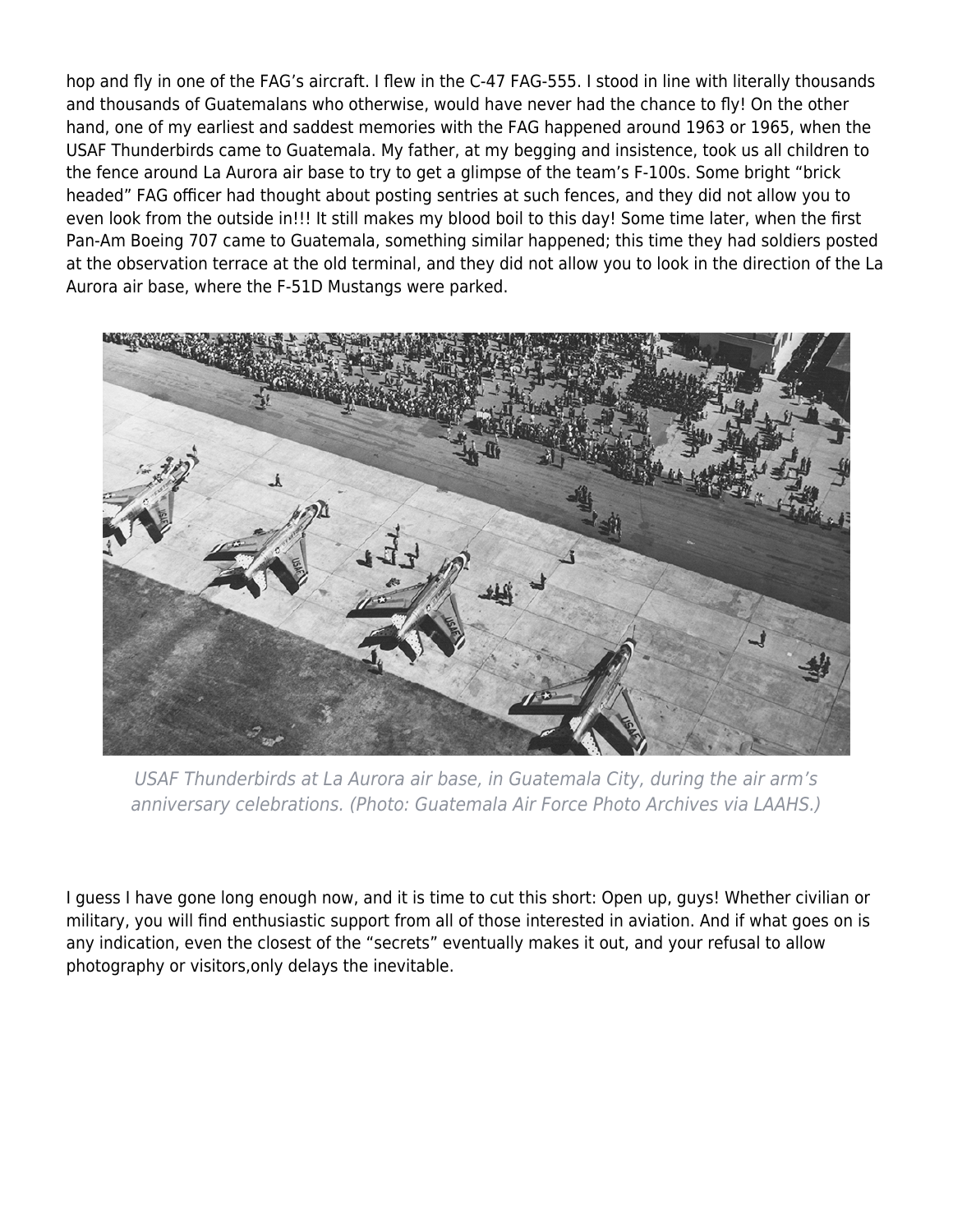hop and fly in one of the FAG's aircraft. I flew in the C-47 FAG-555. I stood in line with literally thousands and thousands of Guatemalans who otherwise, would have never had the chance to fly! On the other hand, one of my earliest and saddest memories with the FAG happened around 1963 or 1965, when the USAF Thunderbirds came to Guatemala. My father, at my begging and insistence, took us all children to the fence around La Aurora air base to try to get a glimpse of the team's F-100s. Some bright "brick headed" FAG officer had thought about posting sentries at such fences, and they did not allow you to even look from the outside in!!! It still makes my blood boil to this day! Some time later, when the first Pan-Am Boeing 707 came to Guatemala, something similar happened; this time they had soldiers posted at the observation terrace at the old terminal, and they did not allow you to look in the direction of the La Aurora air base, where the F-51D Mustangs were parked.

*USAF Thunderbirds at La Aurora air base, in Guatemala City, during the air arm's anniversary celebrations. (Photo: Guatemala Air Force Photo Archives via LAAHS.)*

I guess I have gone long enough now, and it is time to cut this short: Open up, guys! Whether civilian or military, you will find enthusiastic support from all of those interested in aviation. And if what goes on is any indication, even the closest of the "secrets" eventually makes it out, and your refusal to allow photography or visitors,only delays the inevitable.